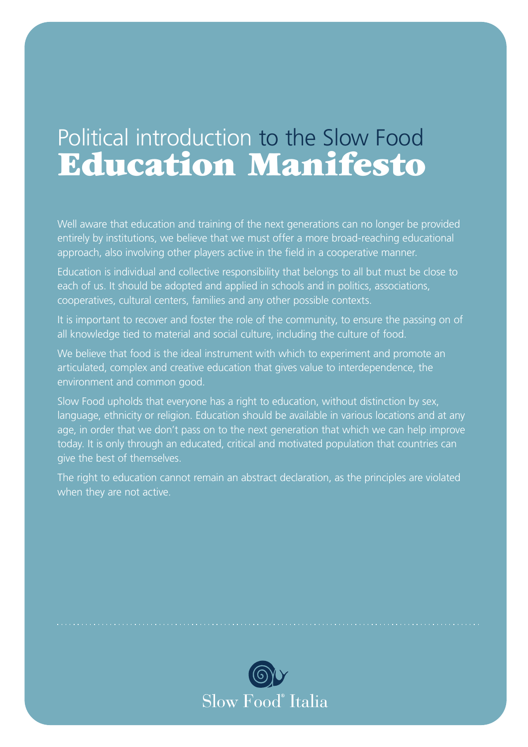# Political introduction to the Slow Food **Education Manifesto**

Well aware that education and training of the next generations can no longer be provided entirely by institutions, we believe that we must offer a more broad-reaching educational approach, also involving other players active in the field in a cooperative manner.

Education is individual and collective responsibility that belongs to all but must be close to each of us. It should be adopted and applied in schools and in politics, associations, cooperatives, cultural centers, families and any other possible contexts.

It is important to recover and foster the role of the community, to ensure the passing on of all knowledge tied to material and social culture, including the culture of food.

We believe that food is the ideal instrument with which to experiment and promote an articulated, complex and creative education that gives value to interdependence, the environment and common good.

Slow Food upholds that everyone has a right to education, without distinction by sex, language, ethnicity or religion. Education should be available in various locations and at any age, in order that we don't pass on to the next generation that which we can help improve today. It is only through an educated, critical and motivated population that countries can give the best of themselves.

The right to education cannot remain an abstract declaration, as the principles are violated when they are not active.

Slow Food® Italia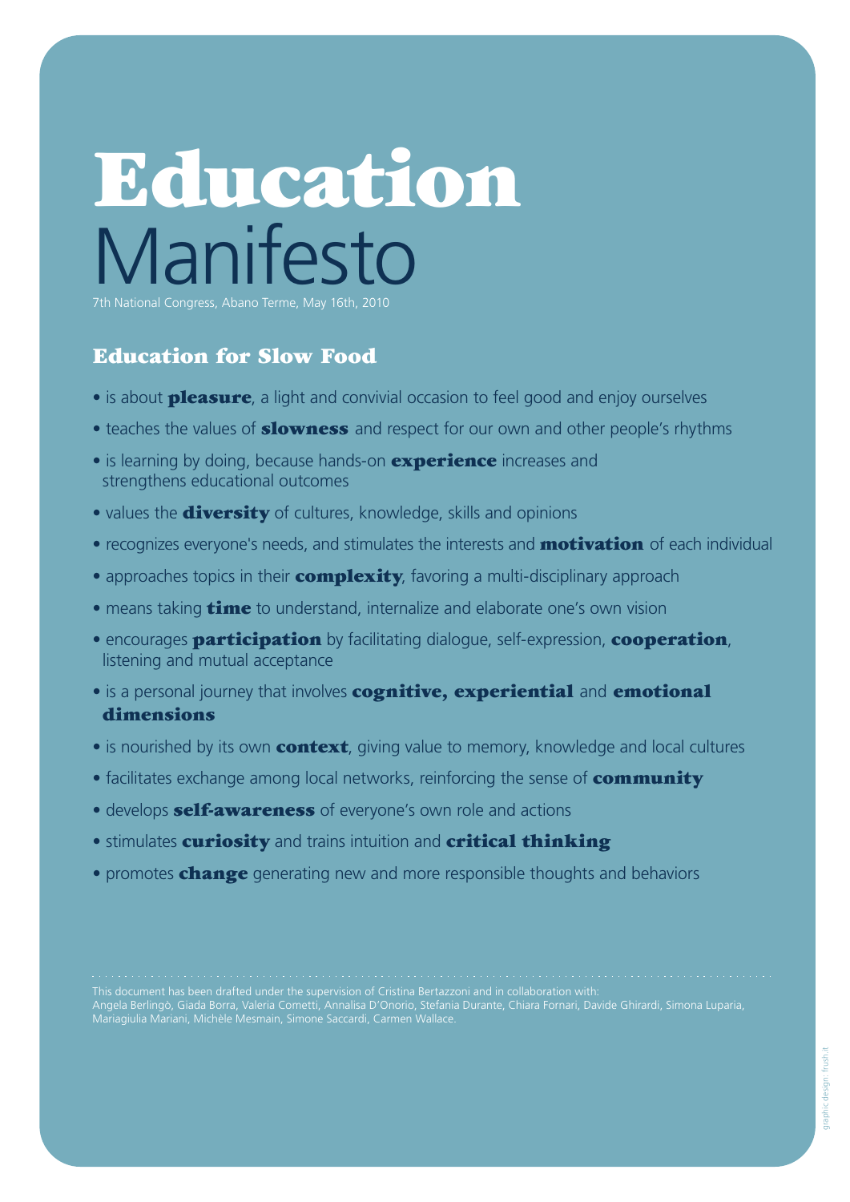# **Education** Manifesto

7th National Congress, Abano Terme, May 16th, 2010

## Education for Slow Food

- is about **pleasure**, a light and convivial occasion to feel good and enjoy ourselves
- teaches the values of **slowness** and respect for our own and other people's rhythms
- is learning by doing, because hands-on **experience** increases and strengthens educational outcomes
- values the **diversity** of cultures, knowledge, skills and opinions
- recognizes everyone's needs, and stimulates the interests and **motivation** of each individual
- approaches topics in their **complexity**, favoring a multi-disciplinary approach
- means taking **time** to understand, internalize and elaborate one's own vision
- encourages **participation** by facilitating dialogue, self-expression, **cooperation**, listening and mutual acceptance
- is a personal journey that involves **cognitive, experiential** and **emotional dimensions**
- is nourished by its own **context**, giving value to memory, knowledge and local cultures
- facilitates exchange among local networks, reinforcing the sense of **community**
- develops **self-awareness** of everyone's own role and actions
- stimulates **curiosity** and trains intuition and **critical thinking**
- promotes **change** generating new and more responsible thoughts and behaviors

---

This document has been drafted under the supervision of Cristina Bertazzoni and in collaboration with:
Angela Berlingò, Giada Borra, Valeria Cometti, Annalisa D'Onorio, Stefania Durante, Chiara Fornari, Davide Ghirardi, Simona Luparia, Mariagiulia Mariani, Michèle Mesmain, Simone Saccardi, Carmen Wallace.

graphic design: frush.it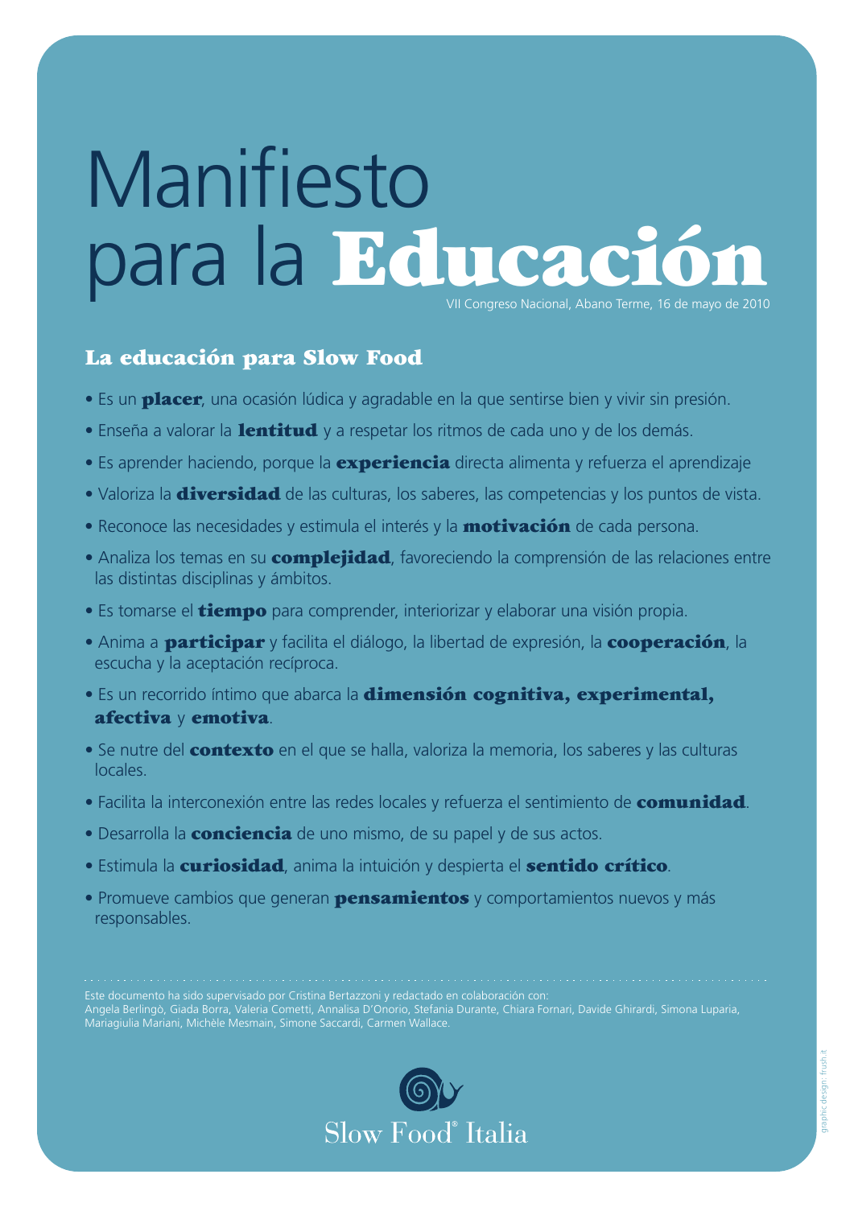# Manifiesto para la Educación

VII Congreso Nacional, Abano Terme, 16 de mayo de 2010

## La educación para Slow Food

- Es un **placer**, una ocasión lúdica y agradable en la que sentirse bien y vivir sin presión.
- Enseña a valorar la **lentitud** y a respetar los ritmos de cada uno y de los demás.
- Es aprender haciendo, porque la **experiencia** directa alimenta y refuerza el aprendizaje
- Valoriza la **diversidad** de las culturas, los saberes, las competencias y los puntos de vista.
- Reconoce las necesidades y estimula el interés y la **motivación** de cada persona.
- Analiza los temas en su **complejidad**, favoreciendo la comprensión de las relaciones entre las distintas disciplinas y ámbitos.
- Es tomarse el **tiempo** para comprender, interiorizar y elaborar una visión propia.
- Anima a **participar** y facilita el diálogo, la libertad de expresión, la **cooperación**, la escucha y la aceptación recíproca.
- Es un recorrido íntimo que abarca la **dimensión cognitiva, experimental, afectiva** y **emotiva**.
- Se nutre del **contexto** en el que se halla, valoriza la memoria, los saberes y las culturas locales.
- Facilita la interconexión entre las redes locales y refuerza el sentimiento de **comunidad**.
- Desarrolla la **conciencia** de uno mismo, de su papel y de sus actos.
- Estimula la **curiosidad**, anima la intuición y despierta el **sentido crítico**.
- Promueve cambios que generan **pensamientos** y comportamientos nuevos y más responsables.

---

Este documento ha sido supervisado por Cristina Bertazzoni y redactado en colaboración con:
Angela Berlingò, Giada Borra, Valeria Cometti, Annalisa D'Onorio, Stefania Durante, Chiara Fornari, Davide Ghirardi, Simona Luparia, Mariagiulia Mariani, Michèle Mesmain, Simone Saccardi, Carmen Wallace.

Slow Food® Italia

graphic design: frush.it